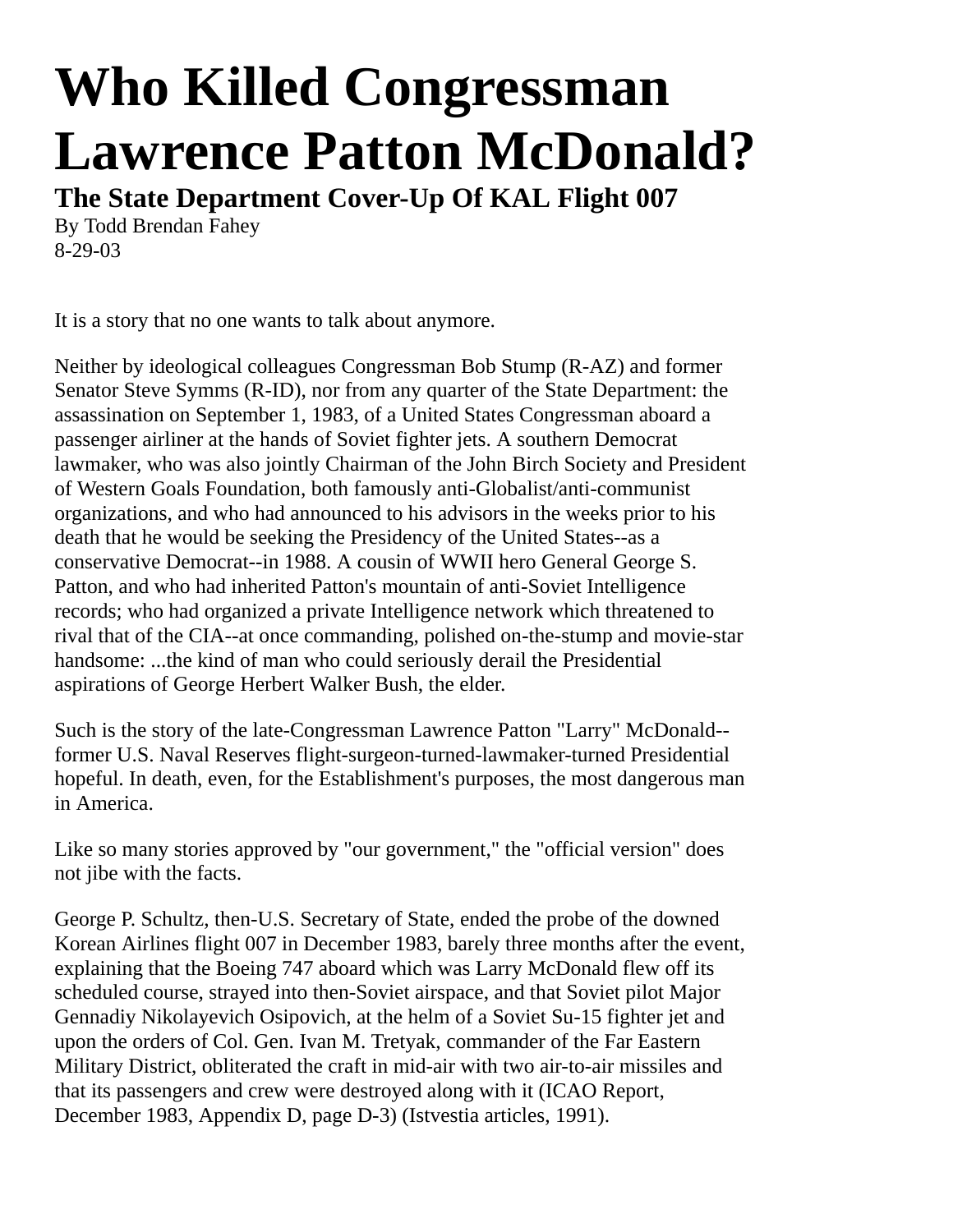# Who Killed Congressman Lawrence Patton McDonald?

## The State Department Cover-Up Of KAL Flight 007

By Todd Brendan Fahey
8-29-03

It is a story that no one wants to talk about anymore.

Neither by ideological colleagues Congressman Bob Stump (R-AZ) and former Senator Steve Symms (R-ID), nor from any quarter of the State Department: the assassination on September 1, 1983, of a United States Congressman aboard a passenger airliner at the hands of Soviet fighter jets. A southern Democrat lawmaker, who was also jointly Chairman of the John Birch Society and President of Western Goals Foundation, both famously anti-Globalist/anti-communist organizations, and who had announced to his advisors in the weeks prior to his death that he would be seeking the Presidency of the United States--as a conservative Democrat--in 1988. A cousin of WWII hero General George S. Patton, and who had inherited Patton's mountain of anti-Soviet Intelligence records; who had organized a private Intelligence network which threatened to rival that of the CIA--at once commanding, polished on-the-stump and movie-star handsome: ...the kind of man who could seriously derail the Presidential aspirations of George Herbert Walker Bush, the elder.

Such is the story of the late-Congressman Lawrence Patton "Larry" McDonald--former U.S. Naval Reserves flight-surgeon-turned-lawmaker-turned Presidential hopeful. In death, even, for the Establishment's purposes, the most dangerous man in America.

Like so many stories approved by "our government," the "official version" does not jibe with the facts.

George P. Schultz, then-U.S. Secretary of State, ended the probe of the downed Korean Airlines flight 007 in December 1983, barely three months after the event, explaining that the Boeing 747 aboard which was Larry McDonald flew off its scheduled course, strayed into then-Soviet airspace, and that Soviet pilot Major Gennadiy Nikolayevich Osipovich, at the helm of a Soviet Su-15 fighter jet and upon the orders of Col. Gen. Ivan M. Tretyak, commander of the Far Eastern Military District, obliterated the craft in mid-air with two air-to-air missiles and that its passengers and crew were destroyed along with it (ICAO Report, December 1983, Appendix D, page D-3) (Istvestia articles, 1991).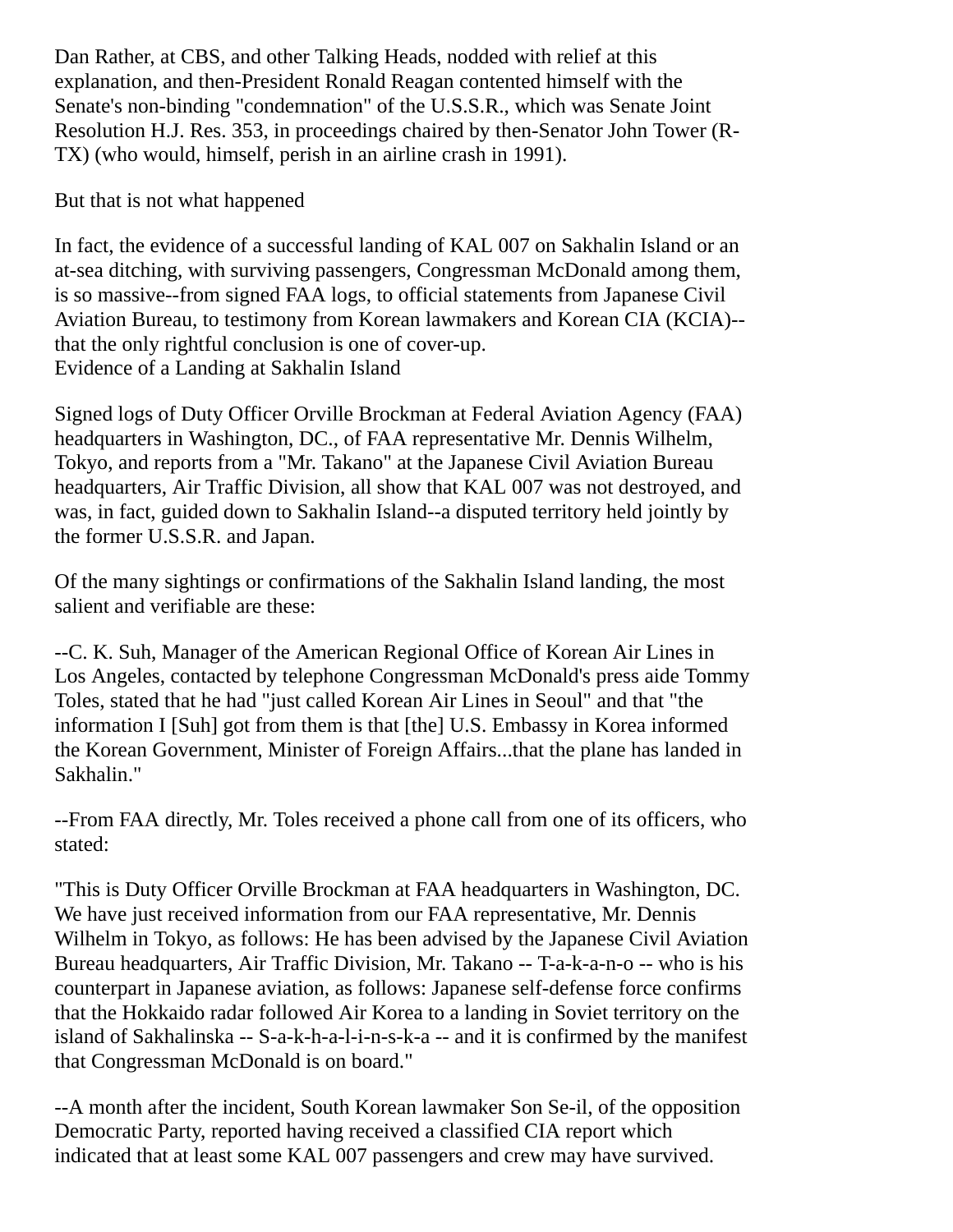Dan Rather, at CBS, and other Talking Heads, nodded with relief at this explanation, and then-President Ronald Reagan contented himself with the Senate's non-binding "condemnation" of the U.S.S.R., which was Senate Joint Resolution H.J. Res. 353, in proceedings chaired by then-Senator John Tower (R-TX) (who would, himself, perish in an airline crash in 1991).

But that is not what happened

In fact, the evidence of a successful landing of KAL 007 on Sakhalin Island or an at-sea ditching, with surviving passengers, Congressman McDonald among them, is so massive--from signed FAA logs, to official statements from Japanese Civil Aviation Bureau, to testimony from Korean lawmakers and Korean CIA (KCIA)--that the only rightful conclusion is one of cover-up.

## Evidence of a Landing at Sakhalin Island

Signed logs of Duty Officer Orville Brockman at Federal Aviation Agency (FAA) headquarters in Washington, DC., of FAA representative Mr. Dennis Wilhelm, Tokyo, and reports from a "Mr. Takano" at the Japanese Civil Aviation Bureau headquarters, Air Traffic Division, all show that KAL 007 was not destroyed, and was, in fact, guided down to Sakhalin Island--a disputed territory held jointly by the former U.S.S.R. and Japan.

Of the many sightings or confirmations of the Sakhalin Island landing, the most salient and verifiable are these:

--C. K. Suh, Manager of the American Regional Office of Korean Air Lines in Los Angeles, contacted by telephone Congressman McDonald's press aide Tommy Toles, stated that he had "just called Korean Air Lines in Seoul" and that "the information I [Suh] got from them is that [the] U.S. Embassy in Korea informed the Korean Government, Minister of Foreign Affairs...that the plane has landed in Sakhalin."

--From FAA directly, Mr. Toles received a phone call from one of its officers, who stated:

"This is Duty Officer Orville Brockman at FAA headquarters in Washington, DC. We have just received information from our FAA representative, Mr. Dennis Wilhelm in Tokyo, as follows: He has been advised by the Japanese Civil Aviation Bureau headquarters, Air Traffic Division, Mr. Takano -- T-a-k-a-n-o -- who is his counterpart in Japanese aviation, as follows: Japanese self-defense force confirms that the Hokkaido radar followed Air Korea to a landing in Soviet territory on the island of Sakhalinska -- S-a-k-h-a-l-i-n-s-k-a -- and it is confirmed by the manifest that Congressman McDonald is on board."

--A month after the incident, South Korean lawmaker Son Se-il, of the opposition Democratic Party, reported having received a classified CIA report which indicated that at least some KAL 007 passengers and crew may have survived.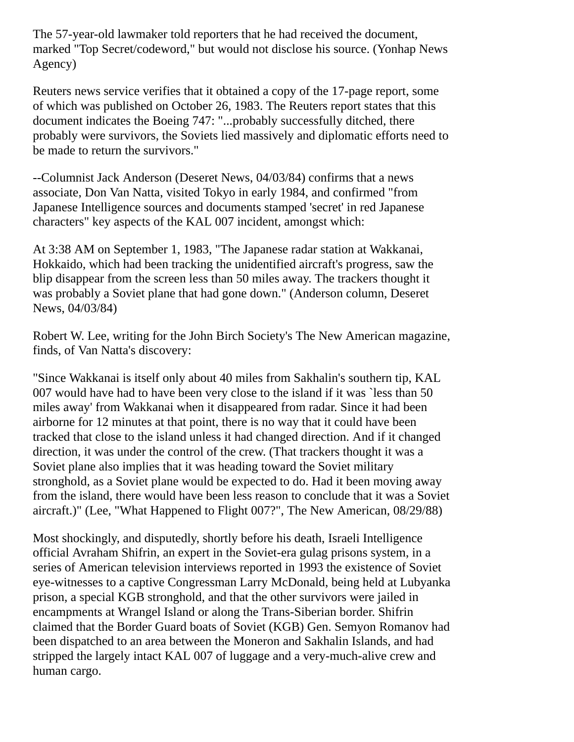The 57-year-old lawmaker told reporters that he had received the document, marked "Top Secret/codeword," but would not disclose his source. (Yonhap News Agency)

Reuters news service verifies that it obtained a copy of the 17-page report, some of which was published on October 26, 1983. The Reuters report states that this document indicates the Boeing 747: "...probably successfully ditched, there probably were survivors, the Soviets lied massively and diplomatic efforts need to be made to return the survivors."

--Columnist Jack Anderson (Deseret News, 04/03/84) confirms that a news associate, Don Van Natta, visited Tokyo in early 1984, and confirmed "from Japanese Intelligence sources and documents stamped 'secret' in red Japanese characters" key aspects of the KAL 007 incident, amongst which:

At 3:38 AM on September 1, 1983, "The Japanese radar station at Wakkanai, Hokkaido, which had been tracking the unidentified aircraft's progress, saw the blip disappear from the screen less than 50 miles away. The trackers thought it was probably a Soviet plane that had gone down." (Anderson column, Deseret News, 04/03/84)

Robert W. Lee, writing for the John Birch Society's The New American magazine, finds, of Van Natta's discovery:

"Since Wakkanai is itself only about 40 miles from Sakhalin's southern tip, KAL 007 would have had to have been very close to the island if it was `less than 50 miles away' from Wakkanai when it disappeared from radar. Since it had been airborne for 12 minutes at that point, there is no way that it could have been tracked that close to the island unless it had changed direction. And if it changed direction, it was under the control of the crew. (That trackers thought it was a Soviet plane also implies that it was heading toward the Soviet military stronghold, as a Soviet plane would be expected to do. Had it been moving away from the island, there would have been less reason to conclude that it was a Soviet aircraft.)" (Lee, "What Happened to Flight 007?", The New American, 08/29/88)

Most shockingly, and disputedly, shortly before his death, Israeli Intelligence official Avraham Shifrin, an expert in the Soviet-era gulag prisons system, in a series of American television interviews reported in 1993 the existence of Soviet eye-witnesses to a captive Congressman Larry McDonald, being held at Lubyanka prison, a special KGB stronghold, and that the other survivors were jailed in encampments at Wrangel Island or along the Trans-Siberian border. Shifrin claimed that the Border Guard boats of Soviet (KGB) Gen. Semyon Romanov had been dispatched to an area between the Moneron and Sakhalin Islands, and had stripped the largely intact KAL 007 of luggage and a very-much-alive crew and human cargo.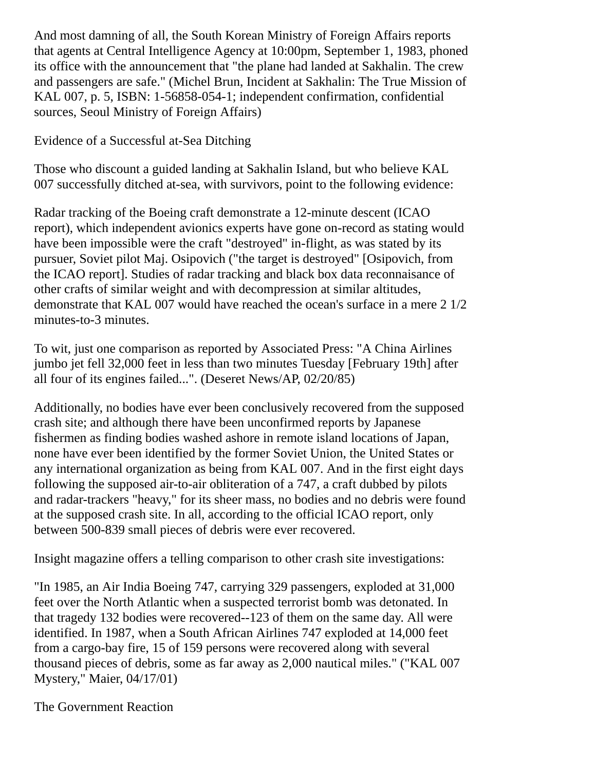And most damning of all, the South Korean Ministry of Foreign Affairs reports that agents at Central Intelligence Agency at 10:00pm, September 1, 1983, phoned its office with the announcement that "the plane had landed at Sakhalin. The crew and passengers are safe." (Michel Brun, Incident at Sakhalin: The True Mission of KAL 007, p. 5, ISBN: 1-56858-054-1; independent confirmation, confidential sources, Seoul Ministry of Foreign Affairs)

## Evidence of a Successful at-Sea Ditching

Those who discount a guided landing at Sakhalin Island, but who believe KAL 007 successfully ditched at-sea, with survivors, point to the following evidence:

Radar tracking of the Boeing craft demonstrate a 12-minute descent (ICAO report), which independent avionics experts have gone on-record as stating would have been impossible were the craft "destroyed" in-flight, as was stated by its pursuer, Soviet pilot Maj. Osipovich ("the target is destroyed" [Osipovich, from the ICAO report]. Studies of radar tracking and black box data reconnaisance of other crafts of similar weight and with decompression at similar altitudes, demonstrate that KAL 007 would have reached the ocean's surface in a mere 2 1/2 minutes-to-3 minutes.

To wit, just one comparison as reported by Associated Press: "A China Airlines jumbo jet fell 32,000 feet in less than two minutes Tuesday [February 19th] after all four of its engines failed...". (Deseret News/AP, 02/20/85)

Additionally, no bodies have ever been conclusively recovered from the supposed crash site; and although there have been unconfirmed reports by Japanese fishermen as finding bodies washed ashore in remote island locations of Japan, none have ever been identified by the former Soviet Union, the United States or any international organization as being from KAL 007. And in the first eight days following the supposed air-to-air obliteration of a 747, a craft dubbed by pilots and radar-trackers "heavy," for its sheer mass, no bodies and no debris were found at the supposed crash site. In all, according to the official ICAO report, only between 500-839 small pieces of debris were ever recovered.

Insight magazine offers a telling comparison to other crash site investigations:

"In 1985, an Air India Boeing 747, carrying 329 passengers, exploded at 31,000 feet over the North Atlantic when a suspected terrorist bomb was detonated. In that tragedy 132 bodies were recovered--123 of them on the same day. All were identified. In 1987, when a South African Airlines 747 exploded at 14,000 feet from a cargo-bay fire, 15 of 159 persons were recovered along with several thousand pieces of debris, some as far away as 2,000 nautical miles." ("KAL 007 Mystery," Maier, 04/17/01)

## The Government Reaction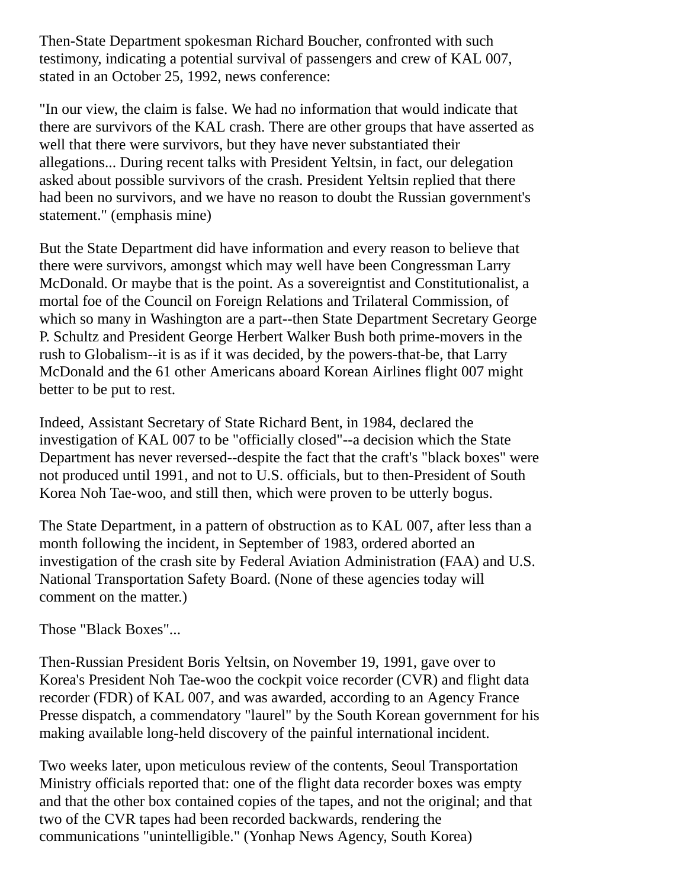Then-State Department spokesman Richard Boucher, confronted with such testimony, indicating a potential survival of passengers and crew of KAL 007, stated in an October 25, 1992, news conference:

"In our view, the claim is false. We had no information that would indicate that there are survivors of the KAL crash. There are other groups that have asserted as well that there were survivors, but they have never substantiated their allegations... During recent talks with President Yeltsin, in fact, our delegation asked about possible survivors of the crash. President Yeltsin replied that there had been no survivors, and we have no reason to doubt the Russian government's statement." (emphasis mine)

But the State Department did have information and every reason to believe that there were survivors, amongst which may well have been Congressman Larry McDonald. Or maybe that is the point. As a sovereigntist and Constitutionalist, a mortal foe of the Council on Foreign Relations and Trilateral Commission, of which so many in Washington are a part--then State Department Secretary George P. Schultz and President George Herbert Walker Bush both prime-movers in the rush to Globalism--it is as if it was decided, by the powers-that-be, that Larry McDonald and the 61 other Americans aboard Korean Airlines flight 007 might better to be put to rest.

Indeed, Assistant Secretary of State Richard Bent, in 1984, declared the investigation of KAL 007 to be "officially closed"--a decision which the State Department has never reversed--despite the fact that the craft's "black boxes" were not produced until 1991, and not to U.S. officials, but to then-President of South Korea Noh Tae-woo, and still then, which were proven to be utterly bogus.

The State Department, in a pattern of obstruction as to KAL 007, after less than a month following the incident, in September of 1983, ordered aborted an investigation of the crash site by Federal Aviation Administration (FAA) and U.S. National Transportation Safety Board. (None of these agencies today will comment on the matter.)

Those "Black Boxes"...

Then-Russian President Boris Yeltsin, on November 19, 1991, gave over to Korea's President Noh Tae-woo the cockpit voice recorder (CVR) and flight data recorder (FDR) of KAL 007, and was awarded, according to an Agency France Presse dispatch, a commendatory "laurel" by the South Korean government for his making available long-held discovery of the painful international incident.

Two weeks later, upon meticulous review of the contents, Seoul Transportation Ministry officials reported that: one of the flight data recorder boxes was empty and that the other box contained copies of the tapes, and not the original; and that two of the CVR tapes had been recorded backwards, rendering the communications "unintelligible." (Yonhap News Agency, South Korea)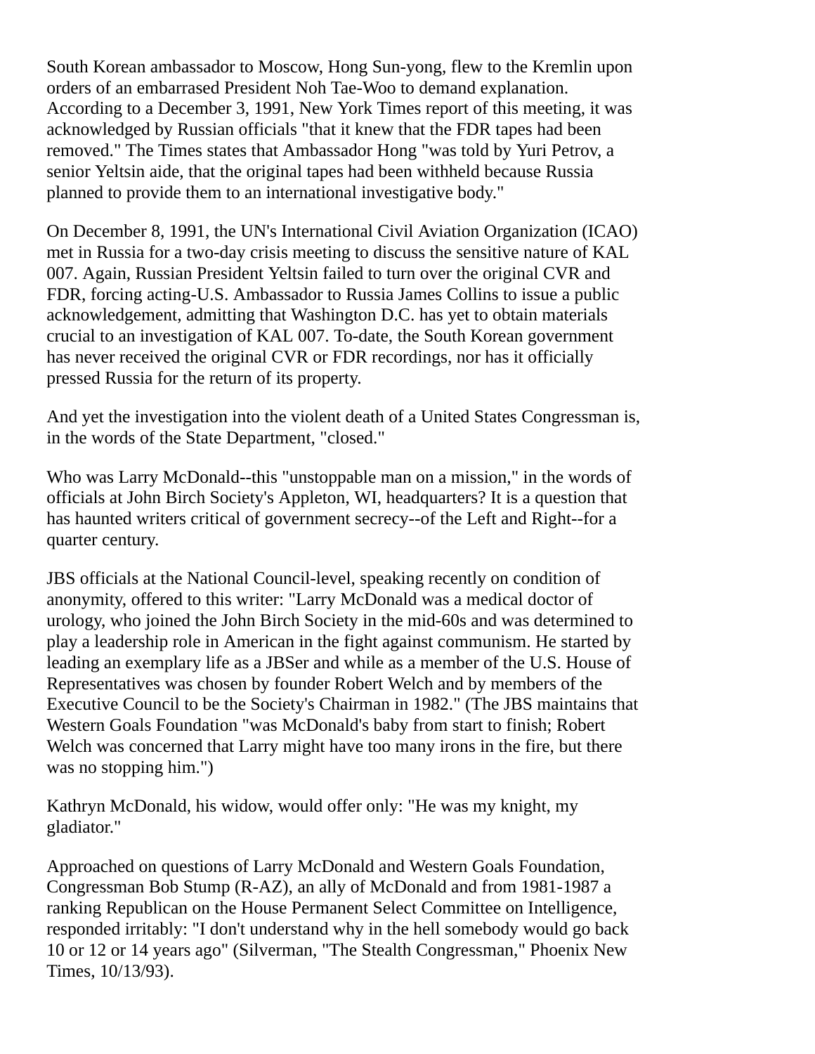South Korean ambassador to Moscow, Hong Sun-yong, flew to the Kremlin upon orders of an embarrased President Noh Tae-Woo to demand explanation. According to a December 3, 1991, New York Times report of this meeting, it was acknowledged by Russian officials "that it knew that the FDR tapes had been removed." The Times states that Ambassador Hong "was told by Yuri Petrov, a senior Yeltsin aide, that the original tapes had been withheld because Russia planned to provide them to an international investigative body."

On December 8, 1991, the UN's International Civil Aviation Organization (ICAO) met in Russia for a two-day crisis meeting to discuss the sensitive nature of KAL 007. Again, Russian President Yeltsin failed to turn over the original CVR and FDR, forcing acting-U.S. Ambassador to Russia James Collins to issue a public acknowledgement, admitting that Washington D.C. has yet to obtain materials crucial to an investigation of KAL 007. To-date, the South Korean government has never received the original CVR or FDR recordings, nor has it officially pressed Russia for the return of its property.

And yet the investigation into the violent death of a United States Congressman is, in the words of the State Department, "closed."

Who was Larry McDonald--this "unstoppable man on a mission," in the words of officials at John Birch Society's Appleton, WI, headquarters? It is a question that has haunted writers critical of government secrecy--of the Left and Right--for a quarter century.

JBS officials at the National Council-level, speaking recently on condition of anonymity, offered to this writer: "Larry McDonald was a medical doctor of urology, who joined the John Birch Society in the mid-60s and was determined to play a leadership role in American in the fight against communism. He started by leading an exemplary life as a JBSer and while as a member of the U.S. House of Representatives was chosen by founder Robert Welch and by members of the Executive Council to be the Society's Chairman in 1982." (The JBS maintains that Western Goals Foundation "was McDonald's baby from start to finish; Robert Welch was concerned that Larry might have too many irons in the fire, but there was no stopping him.")

Kathryn McDonald, his widow, would offer only: "He was my knight, my gladiator."

Approached on questions of Larry McDonald and Western Goals Foundation, Congressman Bob Stump (R-AZ), an ally of McDonald and from 1981-1987 a ranking Republican on the House Permanent Select Committee on Intelligence, responded irritably: "I don't understand why in the hell somebody would go back 10 or 12 or 14 years ago" (Silverman, "The Stealth Congressman," Phoenix New Times, 10/13/93).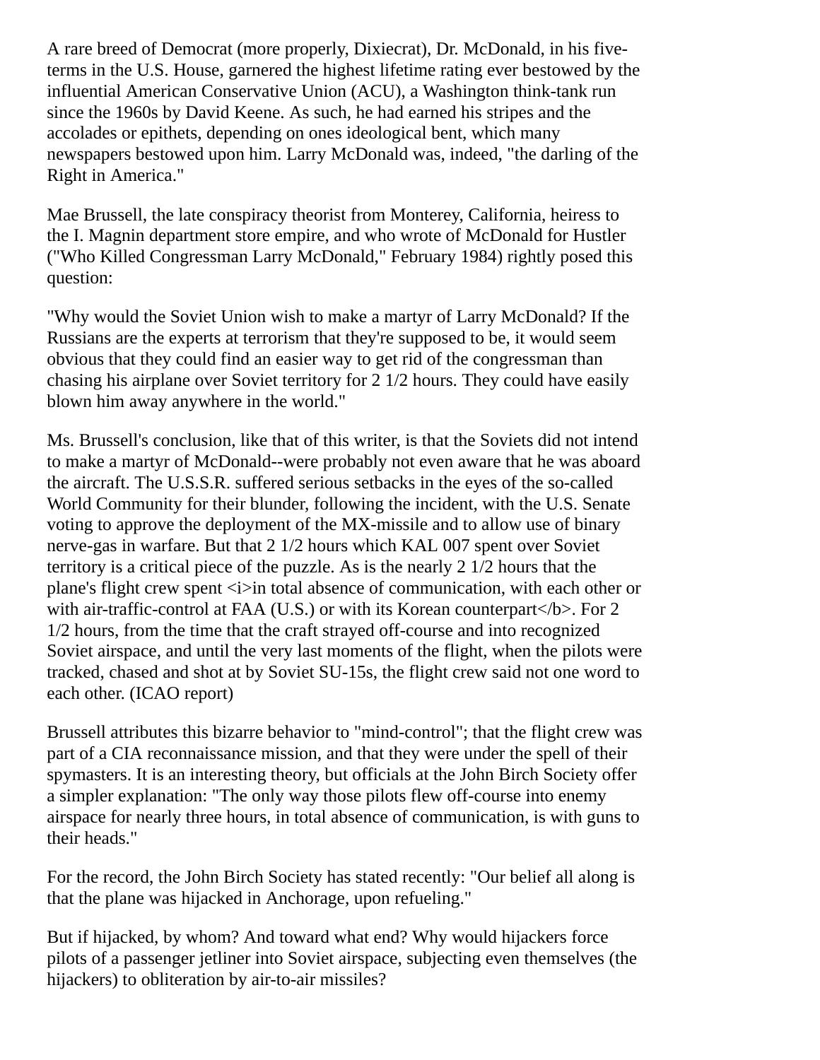A rare breed of Democrat (more properly, Dixiecrat), Dr. McDonald, in his five-terms in the U.S. House, garnered the highest lifetime rating ever bestowed by the influential American Conservative Union (ACU), a Washington think-tank run since the 1960s by David Keene. As such, he had earned his stripes and the accolades or epithets, depending on ones ideological bent, which many newspapers bestowed upon him. Larry McDonald was, indeed, "the darling of the Right in America."

Mae Brussell, the late conspiracy theorist from Monterey, California, heiress to the I. Magnin department store empire, and who wrote of McDonald for Hustler ("Who Killed Congressman Larry McDonald," February 1984) rightly posed this question:

"Why would the Soviet Union wish to make a martyr of Larry McDonald? If the Russians are the experts at terrorism that they're supposed to be, it would seem obvious that they could find an easier way to get rid of the congressman than chasing his airplane over Soviet territory for 2 1/2 hours. They could have easily blown him away anywhere in the world."

Ms. Brussell's conclusion, like that of this writer, is that the Soviets did not intend to make a martyr of McDonald--were probably not even aware that he was aboard the aircraft. The U.S.S.R. suffered serious setbacks in the eyes of the so-called World Community for their blunder, following the incident, with the U.S. Senate voting to approve the deployment of the MX-missile and to allow use of binary nerve-gas in warfare. But that 2 1/2 hours which KAL 007 spent over Soviet territory is a critical piece of the puzzle. As is the nearly 2 1/2 hours that the plane's flight crew spent <i>in total absence of communication, with each other or with air-traffic-control at FAA (U.S.) or with its Korean counterpart</b>. For 2 1/2 hours, from the time that the craft strayed off-course and into recognized Soviet airspace, and until the very last moments of the flight, when the pilots were tracked, chased and shot at by Soviet SU-15s, the flight crew said not one word to each other. (ICAO report)

Brussell attributes this bizarre behavior to "mind-control"; that the flight crew was part of a CIA reconnaissance mission, and that they were under the spell of their spymasters. It is an interesting theory, but officials at the John Birch Society offer a simpler explanation: "The only way those pilots flew off-course into enemy airspace for nearly three hours, in total absence of communication, is with guns to their heads."

For the record, the John Birch Society has stated recently: "Our belief all along is that the plane was hijacked in Anchorage, upon refueling."

But if hijacked, by whom? And toward what end? Why would hijackers force pilots of a passenger jetliner into Soviet airspace, subjecting even themselves (the hijackers) to obliteration by air-to-air missiles?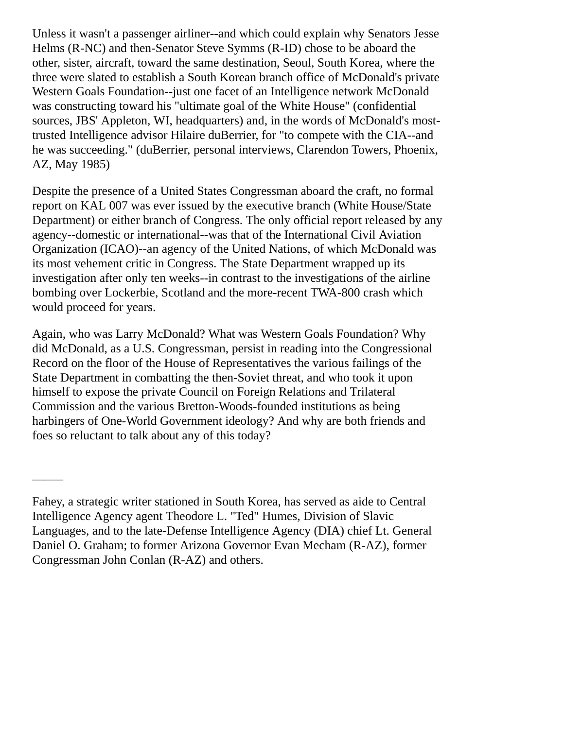Unless it wasn't a passenger airliner--and which could explain why Senators Jesse Helms (R-NC) and then-Senator Steve Symms (R-ID) chose to be aboard the other, sister, aircraft, toward the same destination, Seoul, South Korea, where the three were slated to establish a South Korean branch office of McDonald's private Western Goals Foundation--just one facet of an Intelligence network McDonald was constructing toward his "ultimate goal of the White House" (confidential sources, JBS' Appleton, WI, headquarters) and, in the words of McDonald's most-trusted Intelligence advisor Hilaire duBerrier, for "to compete with the CIA--and he was succeeding." (duBerrier, personal interviews, Clarendon Towers, Phoenix, AZ, May 1985)

Despite the presence of a United States Congressman aboard the craft, no formal report on KAL 007 was ever issued by the executive branch (White House/State Department) or either branch of Congress. The only official report released by any agency--domestic or international--was that of the International Civil Aviation Organization (ICAO)--an agency of the United Nations, of which McDonald was its most vehement critic in Congress. The State Department wrapped up its investigation after only ten weeks--in contrast to the investigations of the airline bombing over Lockerbie, Scotland and the more-recent TWA-800 crash which would proceed for years.

Again, who was Larry McDonald? What was Western Goals Foundation? Why did McDonald, as a U.S. Congressman, persist in reading into the Congressional Record on the floor of the House of Representatives the various failings of the State Department in combatting the then-Soviet threat, and who took it upon himself to expose the private Council on Foreign Relations and Trilateral Commission and the various Bretton-Woods-founded institutions as being harbingers of One-World Government ideology? And why are both friends and foes so reluctant to talk about any of this today?

\_\_\_\_\_

Fahey, a strategic writer stationed in South Korea, has served as aide to Central Intelligence Agency agent Theodore L. "Ted" Humes, Division of Slavic Languages, and to the late-Defense Intelligence Agency (DIA) chief Lt. General Daniel O. Graham; to former Arizona Governor Evan Mecham (R-AZ), former Congressman John Conlan (R-AZ) and others.